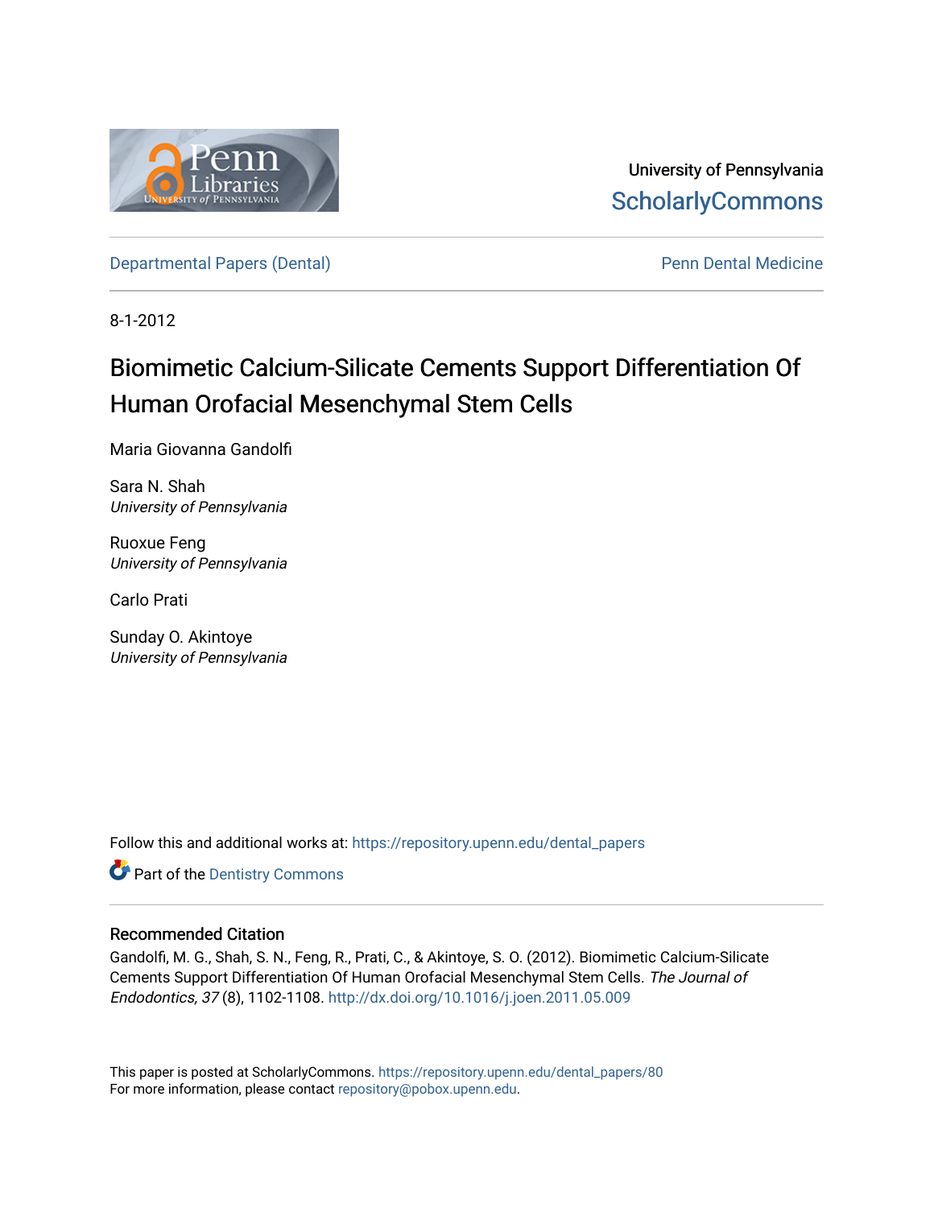University of Pennsylvania
ScholarlyCommons

Departmental Papers (Dental) | Penn Dental Medicine

8-1-2012

# Biomimetic Calcium-Silicate Cements Support Differentiation Of Human Orofacial Mesenchymal Stem Cells

Maria Giovanna Gandolfi

Sara N. Shah
*University of Pennsylvania*

Ruoxue Feng
*University of Pennsylvania*

Carlo Prati

Sunday O. Akintoye
*University of Pennsylvania*

Follow this and additional works at: https://repository.upenn.edu/dental_papers

Part of the Dentistry Commons

## Recommended Citation

Gandolfi, M. G., Shah, S. N., Feng, R., Prati, C., & Akintoye, S. O. (2012). Biomimetic Calcium-Silicate Cements Support Differentiation Of Human Orofacial Mesenchymal Stem Cells. *The Journal of Endodontics, 37* (8), 1102-1108. http://dx.doi.org/10.1016/j.joen.2011.05.009

This paper is posted at ScholarlyCommons. https://repository.upenn.edu/dental_papers/80
For more information, please contact repository@pobox.upenn.edu.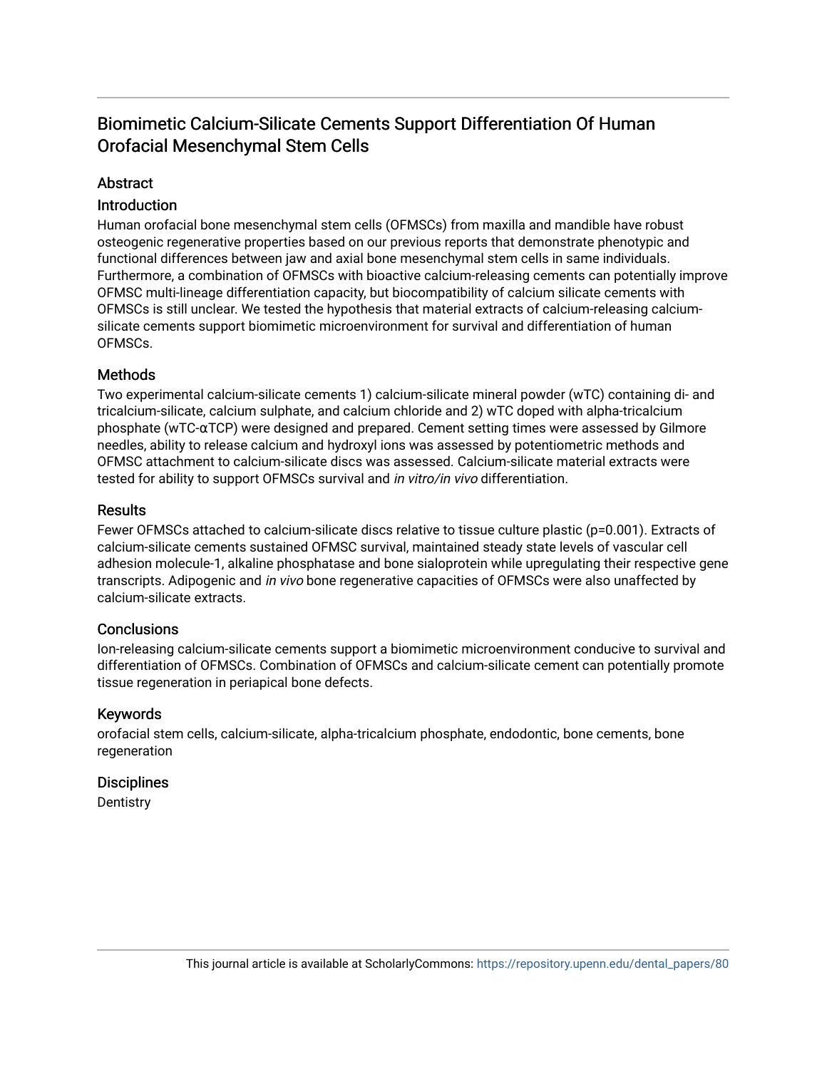# Biomimetic Calcium-Silicate Cements Support Differentiation Of Human Orofacial Mesenchymal Stem Cells

## Abstract

### Introduction

Human orofacial bone mesenchymal stem cells (OFMSCs) from maxilla and mandible have robust osteogenic regenerative properties based on our previous reports that demonstrate phenotypic and functional differences between jaw and axial bone mesenchymal stem cells in same individuals. Furthermore, a combination of OFMSCs with bioactive calcium-releasing cements can potentially improve OFMSC multi-lineage differentiation capacity, but biocompatibility of calcium silicate cements with OFMSCs is still unclear. We tested the hypothesis that material extracts of calcium-releasing calcium-silicate cements support biomimetic microenvironment for survival and differentiation of human OFMSCs.

### Methods

Two experimental calcium-silicate cements 1) calcium-silicate mineral powder (wTC) containing di- and tricalcium-silicate, calcium sulphate, and calcium chloride and 2) wTC doped with alpha-tricalcium phosphate (wTC-αTCP) were designed and prepared. Cement setting times were assessed by Gilmore needles, ability to release calcium and hydroxyl ions was assessed by potentiometric methods and OFMSC attachment to calcium-silicate discs was assessed. Calcium-silicate material extracts were tested for ability to support OFMSCs survival and *in vitro/in vivo* differentiation.

### Results

Fewer OFMSCs attached to calcium-silicate discs relative to tissue culture plastic ($p=0.001$). Extracts of calcium-silicate cements sustained OFMSC survival, maintained steady state levels of vascular cell adhesion molecule-1, alkaline phosphatase and bone sialoprotein while upregulating their respective gene transcripts. Adipogenic and *in vivo* bone regenerative capacities of OFMSCs were also unaffected by calcium-silicate extracts.

### Conclusions

Ion-releasing calcium-silicate cements support a biomimetic microenvironment conducive to survival and differentiation of OFMSCs. Combination of OFMSCs and calcium-silicate cement can potentially promote tissue regeneration in periapical bone defects.

### Keywords

orofacial stem cells, calcium-silicate, alpha-tricalcium phosphate, endodontic, bone cements, bone regeneration

### Disciplines

Dentistry

This journal article is available at ScholarlyCommons: https://repository.upenn.edu/dental_papers/80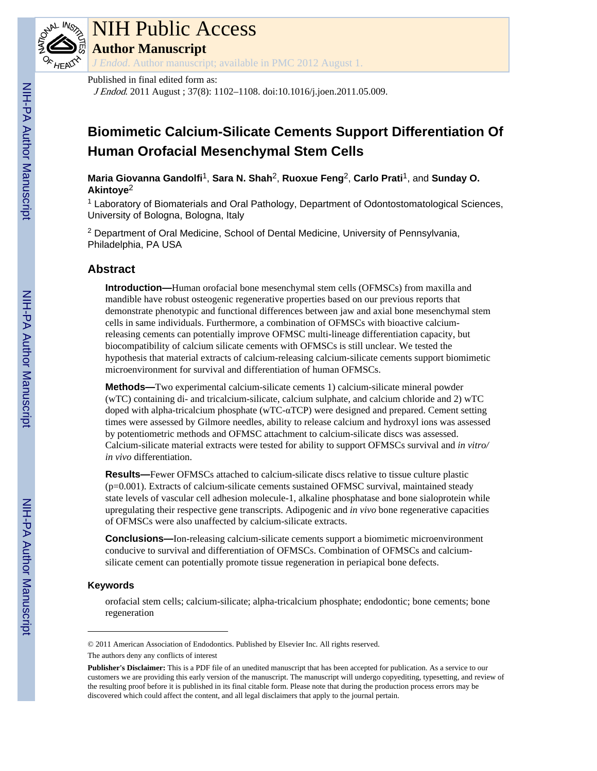# NIH Public Access

## Author Manuscript

*J Endod*. Author manuscript; available in PMC 2012 August 1.

Published in final edited form as:

*J Endod*. 2011 August ; 37(8): 1102–1108. doi:10.1016/j.joen.2011.05.009.

# Biomimetic Calcium-Silicate Cements Support Differentiation Of Human Orofacial Mesenchymal Stem Cells

**Maria Giovanna Gandolfi**[1], **Sara N. Shah**[2], **Ruoxue Feng**[2], **Carlo Prati**[1], and **Sunday O. Akintoye**[2]

[1] Laboratory of Biomaterials and Oral Pathology, Department of Odontostomatological Sciences, University of Bologna, Bologna, Italy

[2] Department of Oral Medicine, School of Dental Medicine, University of Pennsylvania, Philadelphia, PA USA

## Abstract

**Introduction—**Human orofacial bone mesenchymal stem cells (OFMSCs) from maxilla and mandible have robust osteogenic regenerative properties based on our previous reports that demonstrate phenotypic and functional differences between jaw and axial bone mesenchymal stem cells in same individuals. Furthermore, a combination of OFMSCs with bioactive calcium-releasing cements can potentially improve OFMSC multi-lineage differentiation capacity, but biocompatibility of calcium silicate cements with OFMSCs is still unclear. We tested the hypothesis that material extracts of calcium-releasing calcium-silicate cements support biomimetic microenvironment for survival and differentiation of human OFMSCs.

**Methods—**Two experimental calcium-silicate cements 1) calcium-silicate mineral powder (wTC) containing di- and tricalcium-silicate, calcium sulphate, and calcium chloride and 2) wTC doped with alpha-tricalcium phosphate (wTC-αTCP) were designed and prepared. Cement setting times were assessed by Gilmore needles, ability to release calcium and hydroxyl ions was assessed by potentiometric methods and OFMSC attachment to calcium-silicate discs was assessed. Calcium-silicate material extracts were tested for ability to support OFMSCs survival and *in vitro/in vivo* differentiation.

**Results—**Fewer OFMSCs attached to calcium-silicate discs relative to tissue culture plastic ($p=0.001$). Extracts of calcium-silicate cements sustained OFMSC survival, maintained steady state levels of vascular cell adhesion molecule-1, alkaline phosphatase and bone sialoprotein while upregulating their respective gene transcripts. Adipogenic and *in vivo* bone regenerative capacities of OFMSCs were also unaffected by calcium-silicate extracts.

**Conclusions—**Ion-releasing calcium-silicate cements support a biomimetic microenvironment conducive to survival and differentiation of OFMSCs. Combination of OFMSCs and calcium-silicate cement can potentially promote tissue regeneration in periapical bone defects.

### Keywords

orofacial stem cells; calcium-silicate; alpha-tricalcium phosphate; endodontic; bone cements; bone regeneration

---

© 2011 American Association of Endodontics. Published by Elsevier Inc. All rights reserved.

The authors deny any conflicts of interest

**Publisher's Disclaimer:** This is a PDF file of an unedited manuscript that has been accepted for publication. As a service to our customers we are providing this early version of the manuscript. The manuscript will undergo copyediting, typesetting, and review of the resulting proof before it is published in its final citable form. Please note that during the production process errors may be discovered which could affect the content, and all legal disclaimers that apply to the journal pertain.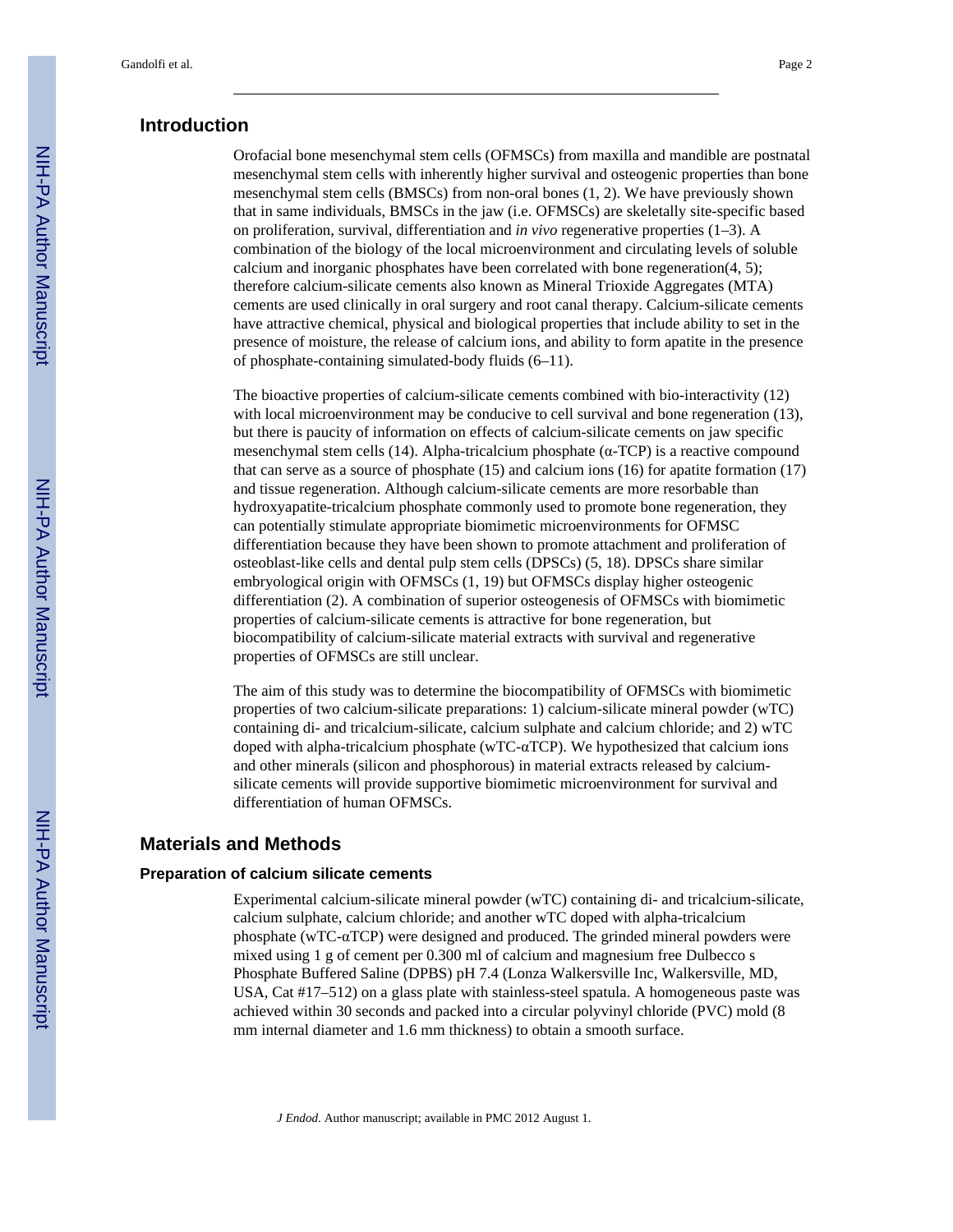## Introduction

Orofacial bone mesenchymal stem cells (OFMSCs) from maxilla and mandible are postnatal mesenchymal stem cells with inherently higher survival and osteogenic properties than bone mesenchymal stem cells (BMSCs) from non-oral bones (1, 2). We have previously shown that in same individuals, BMSCs in the jaw (i.e. OFMSCs) are skeletally site-specific based on proliferation, survival, differentiation and *in vivo* regenerative properties (1–3). A combination of the biology of the local microenvironment and circulating levels of soluble calcium and inorganic phosphates have been correlated with bone regeneration(4, 5); therefore calcium-silicate cements also known as Mineral Trioxide Aggregates (MTA) cements are used clinically in oral surgery and root canal therapy. Calcium-silicate cements have attractive chemical, physical and biological properties that include ability to set in the presence of moisture, the release of calcium ions, and ability to form apatite in the presence of phosphate-containing simulated-body fluids (6–11).

The bioactive properties of calcium-silicate cements combined with bio-interactivity (12) with local microenvironment may be conducive to cell survival and bone regeneration (13), but there is paucity of information on effects of calcium-silicate cements on jaw specific mesenchymal stem cells (14). Alpha-tricalcium phosphate (α-TCP) is a reactive compound that can serve as a source of phosphate (15) and calcium ions (16) for apatite formation (17) and tissue regeneration. Although calcium-silicate cements are more resorbable than hydroxyapatite-tricalcium phosphate commonly used to promote bone regeneration, they can potentially stimulate appropriate biomimetic microenvironments for OFMSC differentiation because they have been shown to promote attachment and proliferation of osteoblast-like cells and dental pulp stem cells (DPSCs) (5, 18). DPSCs share similar embryological origin with OFMSCs (1, 19) but OFMSCs display higher osteogenic differentiation (2). A combination of superior osteogenesis of OFMSCs with biomimetic properties of calcium-silicate cements is attractive for bone regeneration, but biocompatibility of calcium-silicate material extracts with survival and regenerative properties of OFMSCs are still unclear.

The aim of this study was to determine the biocompatibility of OFMSCs with biomimetic properties of two calcium-silicate preparations: 1) calcium-silicate mineral powder (wTC) containing di- and tricalcium-silicate, calcium sulphate and calcium chloride; and 2) wTC doped with alpha-tricalcium phosphate (wTC-αTCP). We hypothesized that calcium ions and other minerals (silicon and phosphorous) in material extracts released by calcium-silicate cements will provide supportive biomimetic microenvironment for survival and differentiation of human OFMSCs.

## Materials and Methods

### Preparation of calcium silicate cements

Experimental calcium-silicate mineral powder (wTC) containing di- and tricalcium-silicate, calcium sulphate, calcium chloride; and another wTC doped with alpha-tricalcium phosphate (wTC-αTCP) were designed and produced. The grinded mineral powders were mixed using 1 g of cement per 0.300 ml of calcium and magnesium free Dulbecco s Phosphate Buffered Saline (DPBS) pH 7.4 (Lonza Walkersville Inc, Walkersville, MD, USA, Cat #17–512) on a glass plate with stainless-steel spatula. A homogeneous paste was achieved within 30 seconds and packed into a circular polyvinyl chloride (PVC) mold (8 mm internal diameter and 1.6 mm thickness) to obtain a smooth surface.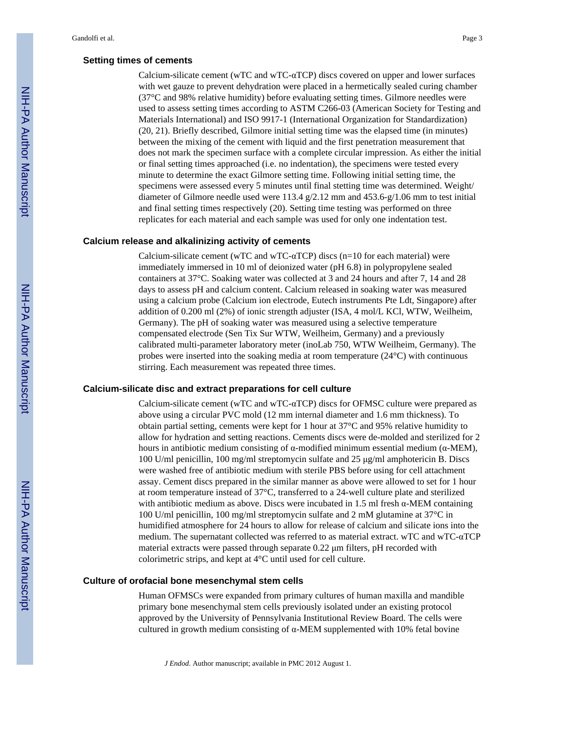### Setting times of cements

Calcium-silicate cement (wTC and wTC-αTCP) discs covered on upper and lower surfaces with wet gauze to prevent dehydration were placed in a hermetically sealed curing chamber (37°C and 98% relative humidity) before evaluating setting times. Gilmore needles were used to assess setting times according to ASTM C266-03 (American Society for Testing and Materials International) and ISO 9917-1 (International Organization for Standardization) (20, 21). Briefly described, Gilmore initial setting time was the elapsed time (in minutes) between the mixing of the cement with liquid and the first penetration measurement that does not mark the specimen surface with a complete circular impression. As either the initial or final setting times approached (i.e. no indentation), the specimens were tested every minute to determine the exact Gilmore setting time. Following initial setting time, the specimens were assessed every 5 minutes until final stetting time was determined. Weight/diameter of Gilmore needle used were 113.4 g/2.12 mm and 453.6-g/1.06 mm to test initial and final setting times respectively (20). Setting time testing was performed on three replicates for each material and each sample was used for only one indentation test.

### Calcium release and alkalinizing activity of cements

Calcium-silicate cement (wTC and wTC-αTCP) discs (n=10 for each material) were immediately immersed in 10 ml of deionized water (pH 6.8) in polypropylene sealed containers at 37°C. Soaking water was collected at 3 and 24 hours and after 7, 14 and 28 days to assess pH and calcium content. Calcium released in soaking water was measured using a calcium probe (Calcium ion electrode, Eutech instruments Pte Ldt, Singapore) after addition of 0.200 ml (2%) of ionic strength adjuster (ISA, 4 mol/L KCl, WTW, Weilheim, Germany). The pH of soaking water was measured using a selective temperature compensated electrode (Sen Tix Sur WTW, Weilheim, Germany) and a previously calibrated multi-parameter laboratory meter (inoLab 750, WTW Weilheim, Germany). The probes were inserted into the soaking media at room temperature (24°C) with continuous stirring. Each measurement was repeated three times.

### Calcium-silicate disc and extract preparations for cell culture

Calcium-silicate cement (wTC and wTC-αTCP) discs for OFMSC culture were prepared as above using a circular PVC mold (12 mm internal diameter and 1.6 mm thickness). To obtain partial setting, cements were kept for 1 hour at 37°C and 95% relative humidity to allow for hydration and setting reactions. Cements discs were de-molded and sterilized for 2 hours in antibiotic medium consisting of α-modified minimum essential medium (α-MEM), 100 U/ml penicillin, 100 mg/ml streptomycin sulfate and 25 μg/ml amphotericin B. Discs were washed free of antibiotic medium with sterile PBS before using for cell attachment assay. Cement discs prepared in the similar manner as above were allowed to set for 1 hour at room temperature instead of 37°C, transferred to a 24-well culture plate and sterilized with antibiotic medium as above. Discs were incubated in 1.5 ml fresh α-MEM containing 100 U/ml penicillin, 100 mg/ml streptomycin sulfate and 2 mM glutamine at 37°C in humidified atmosphere for 24 hours to allow for release of calcium and silicate ions into the medium. The supernatant collected was referred to as material extract. wTC and wTC-αTCP material extracts were passed through separate 0.22 μm filters, pH recorded with colorimetric strips, and kept at 4°C until used for cell culture.

### Culture of orofacial bone mesenchymal stem cells

Human OFMSCs were expanded from primary cultures of human maxilla and mandible primary bone mesenchymal stem cells previously isolated under an existing protocol approved by the University of Pennsylvania Institutional Review Board. The cells were cultured in growth medium consisting of α-MEM supplemented with 10% fetal bovine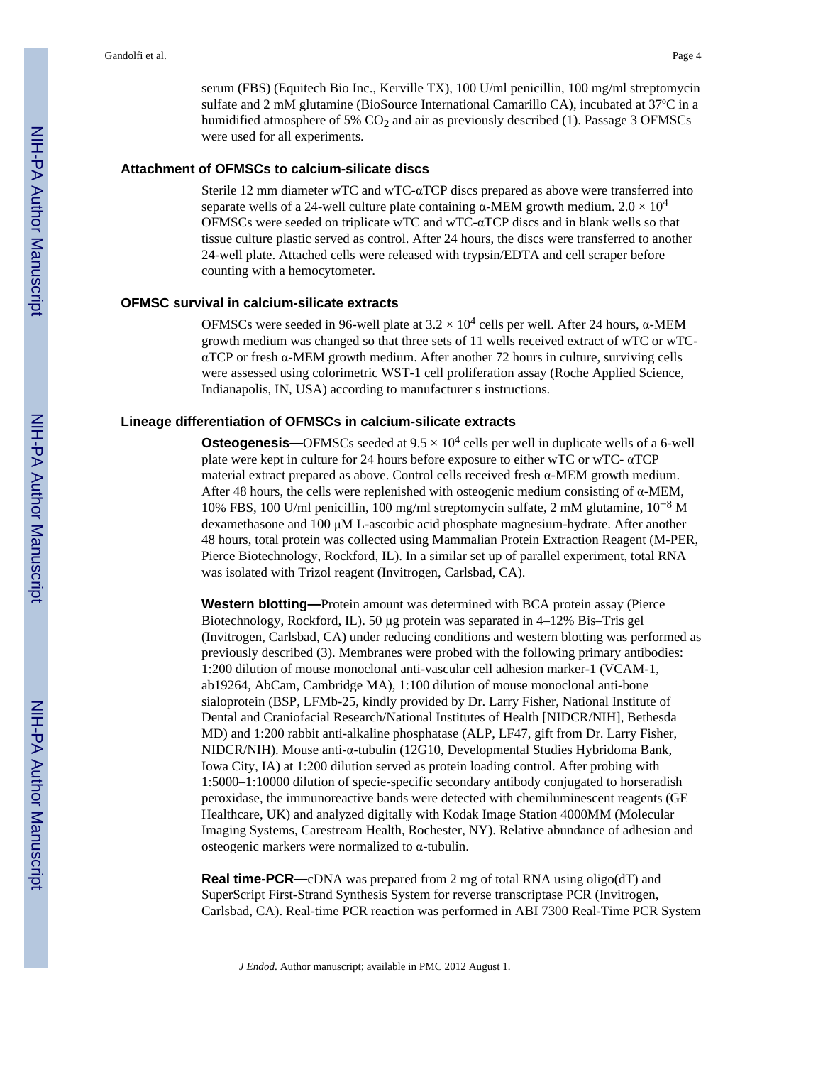serum (FBS) (Equitech Bio Inc., Kerville TX), 100 U/ml penicillin, 100 mg/ml streptomycin sulfate and 2 mM glutamine (BioSource International Camarillo CA), incubated at 37ºC in a humidified atmosphere of 5% $CO_2$ and air as previously described (1). Passage 3 OFMSCs were used for all experiments.

### Attachment of OFMSCs to calcium-silicate discs

Sterile 12 mm diameter wTC and wTC-αTCP discs prepared as above were transferred into separate wells of a 24-well culture plate containing α-MEM growth medium. $2.0 \times 10^4$ OFMSCs were seeded on triplicate wTC and wTC-αTCP discs and in blank wells so that tissue culture plastic served as control. After 24 hours, the discs were transferred to another 24-well plate. Attached cells were released with trypsin/EDTA and cell scraper before counting with a hemocytometer.

### OFMSC survival in calcium-silicate extracts

OFMSCs were seeded in 96-well plate at $3.2 \times 10^4$ cells per well. After 24 hours, α-MEM growth medium was changed so that three sets of 11 wells received extract of wTC or wTC-αTCP or fresh α-MEM growth medium. After another 72 hours in culture, surviving cells were assessed using colorimetric WST-1 cell proliferation assay (Roche Applied Science, Indianapolis, IN, USA) according to manufacturer s instructions.

### Lineage differentiation of OFMSCs in calcium-silicate extracts

**Osteogenesis—**OFMSCs seeded at $9.5 \times 10^4$ cells per well in duplicate wells of a 6-well plate were kept in culture for 24 hours before exposure to either wTC or wTC- αTCP material extract prepared as above. Control cells received fresh α-MEM growth medium. After 48 hours, the cells were replenished with osteogenic medium consisting of α-MEM, 10% FBS, 100 U/ml penicillin, 100 mg/ml streptomycin sulfate, 2 mM glutamine, $10^{-8}$ M dexamethasone and 100 μM L-ascorbic acid phosphate magnesium-hydrate. After another 48 hours, total protein was collected using Mammalian Protein Extraction Reagent (M-PER, Pierce Biotechnology, Rockford, IL). In a similar set up of parallel experiment, total RNA was isolated with Trizol reagent (Invitrogen, Carlsbad, CA).

**Western blotting—**Protein amount was determined with BCA protein assay (Pierce Biotechnology, Rockford, IL). 50 μg protein was separated in 4–12% Bis–Tris gel (Invitrogen, Carlsbad, CA) under reducing conditions and western blotting was performed as previously described (3). Membranes were probed with the following primary antibodies: 1:200 dilution of mouse monoclonal anti-vascular cell adhesion marker-1 (VCAM-1, ab19264, AbCam, Cambridge MA), 1:100 dilution of mouse monoclonal anti-bone sialoprotein (BSP, LFMb-25, kindly provided by Dr. Larry Fisher, National Institute of Dental and Craniofacial Research/National Institutes of Health [NIDCR/NIH], Bethesda MD) and 1:200 rabbit anti-alkaline phosphatase (ALP, LF47, gift from Dr. Larry Fisher, NIDCR/NIH). Mouse anti-α-tubulin (12G10, Developmental Studies Hybridoma Bank, Iowa City, IA) at 1:200 dilution served as protein loading control. After probing with 1:5000–1:10000 dilution of specie-specific secondary antibody conjugated to horseradish peroxidase, the immunoreactive bands were detected with chemiluminescent reagents (GE Healthcare, UK) and analyzed digitally with Kodak Image Station 4000MM (Molecular Imaging Systems, Carestream Health, Rochester, NY). Relative abundance of adhesion and osteogenic markers were normalized to α-tubulin.

**Real time-PCR—**cDNA was prepared from 2 mg of total RNA using oligo(dT) and SuperScript First-Strand Synthesis System for reverse transcriptase PCR (Invitrogen, Carlsbad, CA). Real-time PCR reaction was performed in ABI 7300 Real-Time PCR System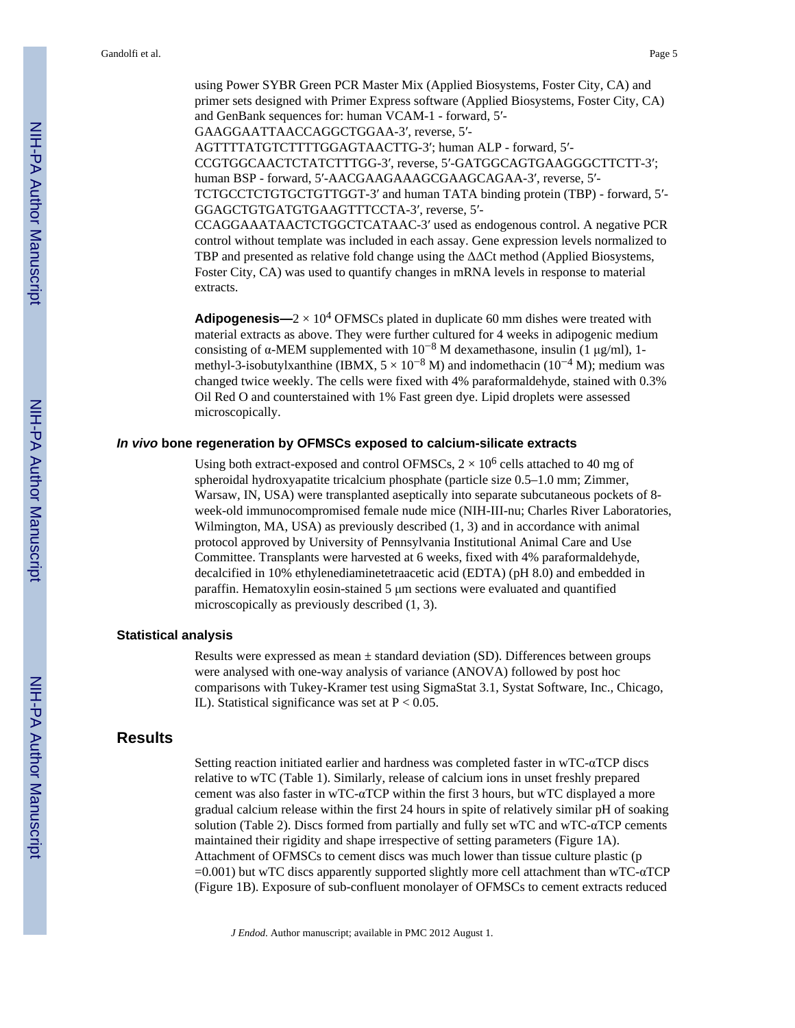using Power SYBR Green PCR Master Mix (Applied Biosystems, Foster City, CA) and primer sets designed with Primer Express software (Applied Biosystems, Foster City, CA) and GenBank sequences for: human VCAM-1 - forward, 5′-GAAGGAATTAACCAGGCTGGAA-3′, reverse, 5′-AGTTTTATGTCTTTTGGAGTAACTTG-3′; human ALP - forward, 5′-CCGTGGCAACTCTATCTTTGG-3′, reverse, 5′-GATGGCAGTGAAGGGCTTCTT-3′; human BSP - forward, 5′-AACGAAGAAAGCGAAGCAGAA-3′, reverse, 5′-TCTGCCTCTGTGCTGTTGGT-3′ and human TATA binding protein (TBP) - forward, 5′-GGAGCTGTGATGTGAAGTTTCCTA-3′, reverse, 5′-CCAGGAAATAACTCTGGCTCATAAC-3′ used as endogenous control. A negative PCR control without template was included in each assay. Gene expression levels normalized to TBP and presented as relative fold change using the ΔΔCt method (Applied Biosystems, Foster City, CA) was used to quantify changes in mRNA levels in response to material extracts.

**Adipogenesis—** $2 \times 10^4$ OFMSCs plated in duplicate 60 mm dishes were treated with material extracts as above. They were further cultured for 4 weeks in adipogenic medium consisting of α-MEM supplemented with $10^{-8}$ M dexamethasone, insulin (1 μg/ml), 1-methyl-3-isobutylxanthine (IBMX, $5 \times 10^{-8}$ M) and indomethacin ($10^{-4}$ M); medium was changed twice weekly. The cells were fixed with 4% paraformaldehyde, stained with 0.3% Oil Red O and counterstained with 1% Fast green dye. Lipid droplets were assessed microscopically.

### *In vivo* bone regeneration by OFMSCs exposed to calcium-silicate extracts

Using both extract-exposed and control OFMSCs, $2 \times 10^6$ cells attached to 40 mg of spheroidal hydroxyapatite tricalcium phosphate (particle size 0.5–1.0 mm; Zimmer, Warsaw, IN, USA) were transplanted aseptically into separate subcutaneous pockets of 8-week-old immunocompromised female nude mice (NIH-III-nu; Charles River Laboratories, Wilmington, MA, USA) as previously described (1, 3) and in accordance with animal protocol approved by University of Pennsylvania Institutional Animal Care and Use Committee. Transplants were harvested at 6 weeks, fixed with 4% paraformaldehyde, decalcified in 10% ethylenediaminetetraacetic acid (EDTA) (pH 8.0) and embedded in paraffin. Hematoxylin eosin-stained 5 μm sections were evaluated and quantified microscopically as previously described (1, 3).

### Statistical analysis

Results were expressed as mean ± standard deviation (SD). Differences between groups were analysed with one-way analysis of variance (ANOVA) followed by post hoc comparisons with Tukey-Kramer test using SigmaStat 3.1, Systat Software, Inc., Chicago, IL). Statistical significance was set at $P < 0.05$.

## Results

Setting reaction initiated earlier and hardness was completed faster in wTC-αTCP discs relative to wTC (Table 1). Similarly, release of calcium ions in unset freshly prepared cement was also faster in wTC-αTCP within the first 3 hours, but wTC displayed a more gradual calcium release within the first 24 hours in spite of relatively similar pH of soaking solution (Table 2). Discs formed from partially and fully set wTC and wTC-αTCP cements maintained their rigidity and shape irrespective of setting parameters (Figure 1A). Attachment of OFMSCs to cement discs was much lower than tissue culture plastic ($p = 0.001$) but wTC discs apparently supported slightly more cell attachment than wTC-αTCP (Figure 1B). Exposure of sub-confluent monolayer of OFMSCs to cement extracts reduced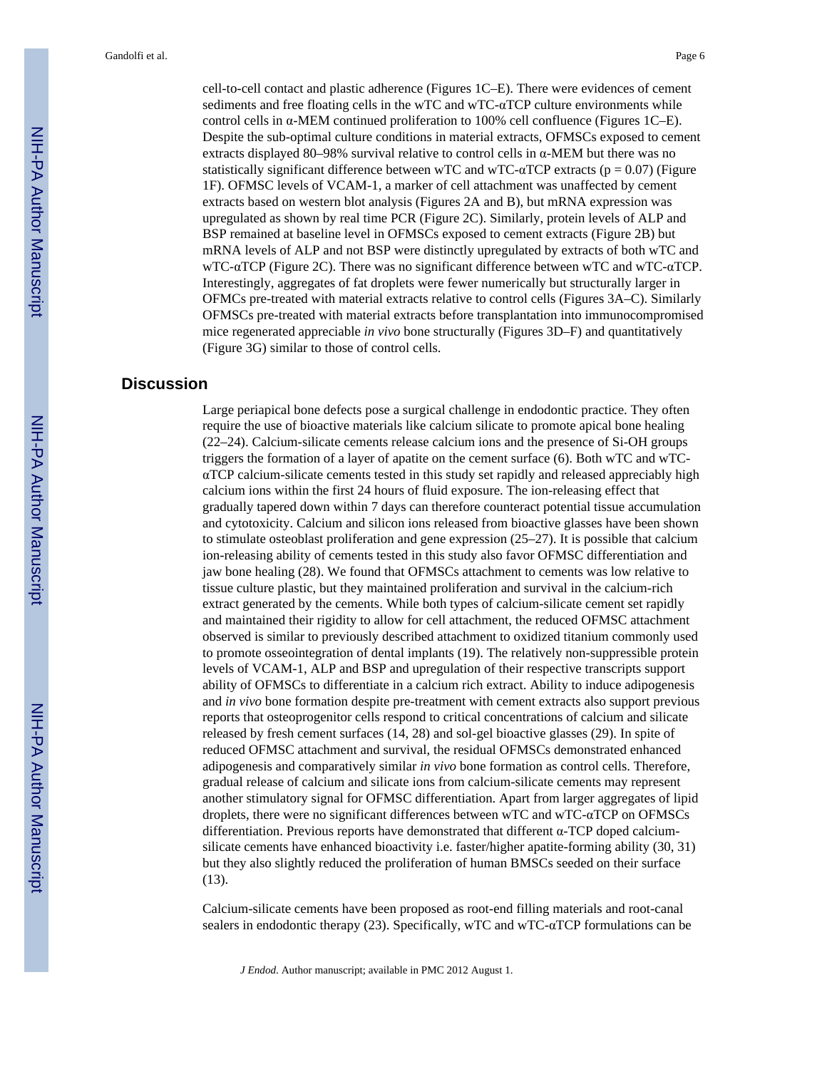cell-to-cell contact and plastic adherence (Figures 1C–E). There were evidences of cement sediments and free floating cells in the wTC and wTC-αTCP culture environments while control cells in α-MEM continued proliferation to 100% cell confluence (Figures 1C–E). Despite the sub-optimal culture conditions in material extracts, OFMSCs exposed to cement extracts displayed 80–98% survival relative to control cells in α-MEM but there was no statistically significant difference between wTC and wTC-αTCP extracts ($p = 0.07$) (Figure 1F). OFMSC levels of VCAM-1, a marker of cell attachment was unaffected by cement extracts based on western blot analysis (Figures 2A and B), but mRNA expression was upregulated as shown by real time PCR (Figure 2C). Similarly, protein levels of ALP and BSP remained at baseline level in OFMSCs exposed to cement extracts (Figure 2B) but mRNA levels of ALP and not BSP were distinctly upregulated by extracts of both wTC and wTC-αTCP (Figure 2C). There was no significant difference between wTC and wTC-αTCP. Interestingly, aggregates of fat droplets were fewer numerically but structurally larger in OFMCs pre-treated with material extracts relative to control cells (Figures 3A–C). Similarly OFMSCs pre-treated with material extracts before transplantation into immunocompromised mice regenerated appreciable *in vivo* bone structurally (Figures 3D–F) and quantitatively (Figure 3G) similar to those of control cells.

## Discussion

Large periapical bone defects pose a surgical challenge in endodontic practice. They often require the use of bioactive materials like calcium silicate to promote apical bone healing (22–24). Calcium-silicate cements release calcium ions and the presence of Si-OH groups triggers the formation of a layer of apatite on the cement surface (6). Both wTC and wTC-αTCP calcium-silicate cements tested in this study set rapidly and released appreciably high calcium ions within the first 24 hours of fluid exposure. The ion-releasing effect that gradually tapered down within 7 days can therefore counteract potential tissue accumulation and cytotoxicity. Calcium and silicon ions released from bioactive glasses have been shown to stimulate osteoblast proliferation and gene expression (25–27). It is possible that calcium ion-releasing ability of cements tested in this study also favor OFMSC differentiation and jaw bone healing (28). We found that OFMSCs attachment to cements was low relative to tissue culture plastic, but they maintained proliferation and survival in the calcium-rich extract generated by the cements. While both types of calcium-silicate cement set rapidly and maintained their rigidity to allow for cell attachment, the reduced OFMSC attachment observed is similar to previously described attachment to oxidized titanium commonly used to promote osseointegration of dental implants (19). The relatively non-suppressible protein levels of VCAM-1, ALP and BSP and upregulation of their respective transcripts support ability of OFMSCs to differentiate in a calcium rich extract. Ability to induce adipogenesis and *in vivo* bone formation despite pre-treatment with cement extracts also support previous reports that osteoprogenitor cells respond to critical concentrations of calcium and silicate released by fresh cement surfaces (14, 28) and sol-gel bioactive glasses (29). In spite of reduced OFMSC attachment and survival, the residual OFMSCs demonstrated enhanced adipogenesis and comparatively similar *in vivo* bone formation as control cells. Therefore, gradual release of calcium and silicate ions from calcium-silicate cements may represent another stimulatory signal for OFMSC differentiation. Apart from larger aggregates of lipid droplets, there were no significant differences between wTC and wTC-αTCP on OFMSCs differentiation. Previous reports have demonstrated that different α-TCP doped calcium-silicate cements have enhanced bioactivity i.e. faster/higher apatite-forming ability (30, 31) but they also slightly reduced the proliferation of human BMSCs seeded on their surface (13).

Calcium-silicate cements have been proposed as root-end filling materials and root-canal sealers in endodontic therapy (23). Specifically, wTC and wTC-αTCP formulations can be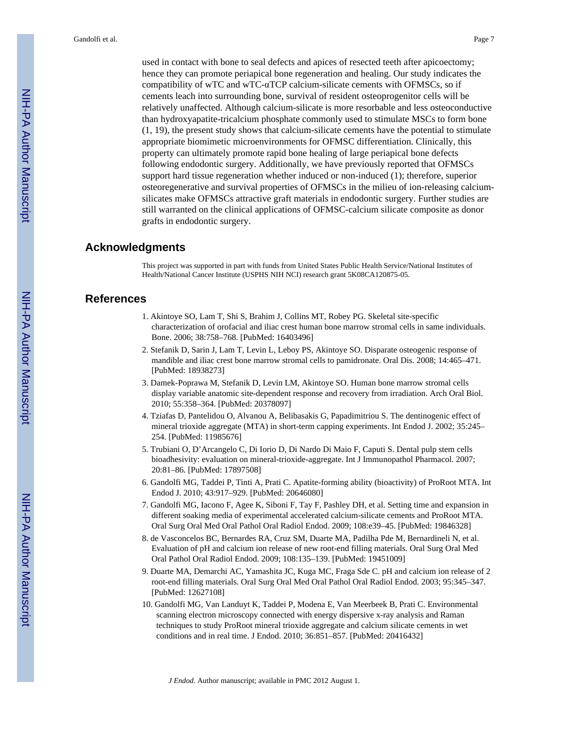used in contact with bone to seal defects and apices of resected teeth after apicoectomy; hence they can promote periapical bone regeneration and healing. Our study indicates the compatibility of wTC and wTC-αTCP calcium-silicate cements with OFMSCs, so if cements leach into surrounding bone, survival of resident osteoprogenitor cells will be relatively unaffected. Although calcium-silicate is more resorbable and less osteoconductive than hydroxyapatite-tricalcium phosphate commonly used to stimulate MSCs to form bone (1, 19), the present study shows that calcium-silicate cements have the potential to stimulate appropriate biomimetic microenvironments for OFMSC differentiation. Clinically, this property can ultimately promote rapid bone healing of large periapical bone defects following endodontic surgery. Additionally, we have previously reported that OFMSCs support hard tissue regeneration whether induced or non-induced (1); therefore, superior osteoregenerative and survival properties of OFMSCs in the milieu of ion-releasing calcium-silicates make OFMSCs attractive graft materials in endodontic surgery. Further studies are still warranted on the clinical applications of OFMSC-calcium silicate composite as donor grafts in endodontic surgery.

## Acknowledgments

This project was supported in part with funds from United States Public Health Service/National Institutes of Health/National Cancer Institute (USPHS NIH NCI) research grant 5K08CA120875-05.

## References

1. Akintoye SO, Lam T, Shi S, Brahim J, Collins MT, Robey PG. Skeletal site-specific characterization of orofacial and iliac crest human bone marrow stromal cells in same individuals. Bone. 2006; 38:758–768. [PubMed: 16403496]
2. Stefanik D, Sarin J, Lam T, Levin L, Leboy PS, Akintoye SO. Disparate osteogenic response of mandible and iliac crest bone marrow stromal cells to pamidronate. Oral Dis. 2008; 14:465–471. [PubMed: 18938273]
3. Damek-Poprawa M, Stefanik D, Levin LM, Akintoye SO. Human bone marrow stromal cells display variable anatomic site-dependent response and recovery from irradiation. Arch Oral Biol. 2010; 55:358–364. [PubMed: 20378097]
4. Tziafas D, Pantelidou O, Alvanou A, Belibasakis G, Papadimitriou S. The dentinogenic effect of mineral trioxide aggregate (MTA) in short-term capping experiments. Int Endod J. 2002; 35:245–254. [PubMed: 11985676]
5. Trubiani O, D'Arcangelo C, Di Iorio D, Di Nardo Di Maio F, Caputi S. Dental pulp stem cells bioadhesivity: evaluation on mineral-trioxide-aggregate. Int J Immunopathol Pharmacol. 2007; 20:81–86. [PubMed: 17897508]
6. Gandolfi MG, Taddei P, Tinti A, Prati C. Apatite-forming ability (bioactivity) of ProRoot MTA. Int Endod J. 2010; 43:917–929. [PubMed: 20646080]
7. Gandolfi MG, Iacono F, Agee K, Siboni F, Tay F, Pashley DH, et al. Setting time and expansion in different soaking media of experimental accelerated calcium-silicate cements and ProRoot MTA. Oral Surg Oral Med Oral Pathol Oral Radiol Endod. 2009; 108:e39–45. [PubMed: 19846328]
8. de Vasconcelos BC, Bernardes RA, Cruz SM, Duarte MA, Padilha Pde M, Bernardineli N, et al. Evaluation of pH and calcium ion release of new root-end filling materials. Oral Surg Oral Med Oral Pathol Oral Radiol Endod. 2009; 108:135–139. [PubMed: 19451009]
9. Duarte MA, Demarchi AC, Yamashita JC, Kuga MC, Fraga Sde C. pH and calcium ion release of 2 root-end filling materials. Oral Surg Oral Med Oral Pathol Oral Radiol Endod. 2003; 95:345–347. [PubMed: 12627108]
10. Gandolfi MG, Van Landuyt K, Taddei P, Modena E, Van Meerbeek B, Prati C. Environmental scanning electron microscopy connected with energy dispersive x-ray analysis and Raman techniques to study ProRoot mineral trioxide aggregate and calcium silicate cements in wet conditions and in real time. J Endod. 2010; 36:851–857. [PubMed: 20416432]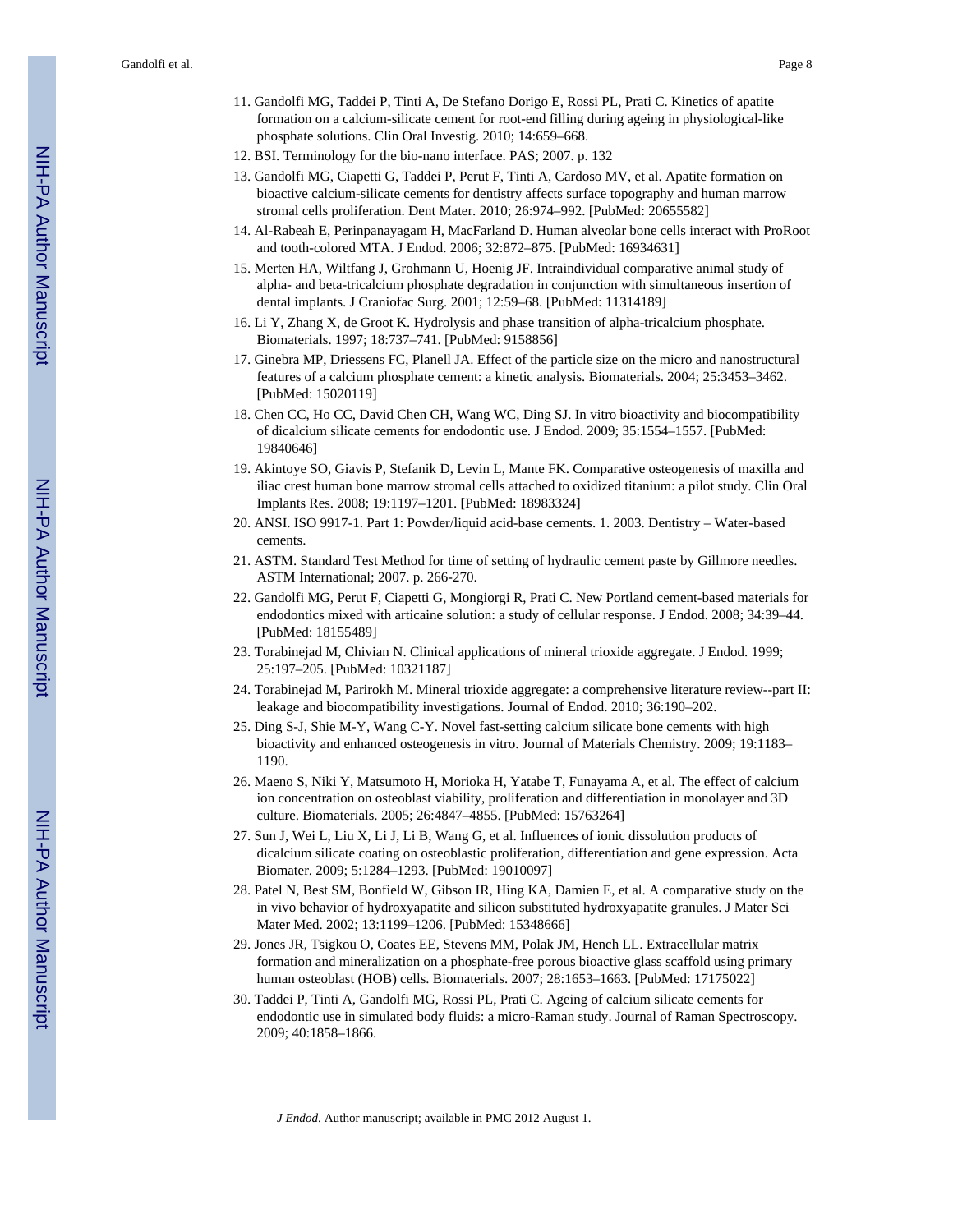11. Gandolfi MG, Taddei P, Tinti A, De Stefano Dorigo E, Rossi PL, Prati C. Kinetics of apatite formation on a calcium-silicate cement for root-end filling during ageing in physiological-like phosphate solutions. Clin Oral Investig. 2010; 14:659–668.
12. BSI. Terminology for the bio-nano interface. PAS; 2007. p. 132
13. Gandolfi MG, Ciapetti G, Taddei P, Perut F, Tinti A, Cardoso MV, et al. Apatite formation on bioactive calcium-silicate cements for dentistry affects surface topography and human marrow stromal cells proliferation. Dent Mater. 2010; 26:974–992. [PubMed: 20655582]
14. Al-Rabeah E, Perinpanayagam H, MacFarland D. Human alveolar bone cells interact with ProRoot and tooth-colored MTA. J Endod. 2006; 32:872–875. [PubMed: 16934631]
15. Merten HA, Wiltfang J, Grohmann U, Hoenig JF. Intraindividual comparative animal study of alpha- and beta-tricalcium phosphate degradation in conjunction with simultaneous insertion of dental implants. J Craniofac Surg. 2001; 12:59–68. [PubMed: 11314189]
16. Li Y, Zhang X, de Groot K. Hydrolysis and phase transition of alpha-tricalcium phosphate. Biomaterials. 1997; 18:737–741. [PubMed: 9158856]
17. Ginebra MP, Driessens FC, Planell JA. Effect of the particle size on the micro and nanostructural features of a calcium phosphate cement: a kinetic analysis. Biomaterials. 2004; 25:3453–3462. [PubMed: 15020119]
18. Chen CC, Ho CC, David Chen CH, Wang WC, Ding SJ. In vitro bioactivity and biocompatibility of dicalcium silicate cements for endodontic use. J Endod. 2009; 35:1554–1557. [PubMed: 19840646]
19. Akintoye SO, Giavis P, Stefanik D, Levin L, Mante FK. Comparative osteogenesis of maxilla and iliac crest human bone marrow stromal cells attached to oxidized titanium: a pilot study. Clin Oral Implants Res. 2008; 19:1197–1201. [PubMed: 18983324]
20. ANSI. ISO 9917-1. Part 1: Powder/liquid acid-base cements. 1. 2003. Dentistry – Water-based cements.
21. ASTM. Standard Test Method for time of setting of hydraulic cement paste by Gillmore needles. ASTM International; 2007. p. 266-270.
22. Gandolfi MG, Perut F, Ciapetti G, Mongiorgi R, Prati C. New Portland cement-based materials for endodontics mixed with articaine solution: a study of cellular response. J Endod. 2008; 34:39–44. [PubMed: 18155489]
23. Torabinejad M, Chivian N. Clinical applications of mineral trioxide aggregate. J Endod. 1999; 25:197–205. [PubMed: 10321187]
24. Torabinejad M, Parirokh M. Mineral trioxide aggregate: a comprehensive literature review--part II: leakage and biocompatibility investigations. Journal of Endod. 2010; 36:190–202.
25. Ding S-J, Shie M-Y, Wang C-Y. Novel fast-setting calcium silicate bone cements with high bioactivity and enhanced osteogenesis in vitro. Journal of Materials Chemistry. 2009; 19:1183–1190.
26. Maeno S, Niki Y, Matsumoto H, Morioka H, Yatabe T, Funayama A, et al. The effect of calcium ion concentration on osteoblast viability, proliferation and differentiation in monolayer and 3D culture. Biomaterials. 2005; 26:4847–4855. [PubMed: 15763264]
27. Sun J, Wei L, Liu X, Li J, Li B, Wang G, et al. Influences of ionic dissolution products of dicalcium silicate coating on osteoblastic proliferation, differentiation and gene expression. Acta Biomater. 2009; 5:1284–1293. [PubMed: 19010097]
28. Patel N, Best SM, Bonfield W, Gibson IR, Hing KA, Damien E, et al. A comparative study on the in vivo behavior of hydroxyapatite and silicon substituted hydroxyapatite granules. J Mater Sci Mater Med. 2002; 13:1199–1206. [PubMed: 15348666]
29. Jones JR, Tsigkou O, Coates EE, Stevens MM, Polak JM, Hench LL. Extracellular matrix formation and mineralization on a phosphate-free porous bioactive glass scaffold using primary human osteoblast (HOB) cells. Biomaterials. 2007; 28:1653–1663. [PubMed: 17175022]
30. Taddei P, Tinti A, Gandolfi MG, Rossi PL, Prati C. Ageing of calcium silicate cements for endodontic use in simulated body fluids: a micro-Raman study. Journal of Raman Spectroscopy. 2009; 40:1858–1866.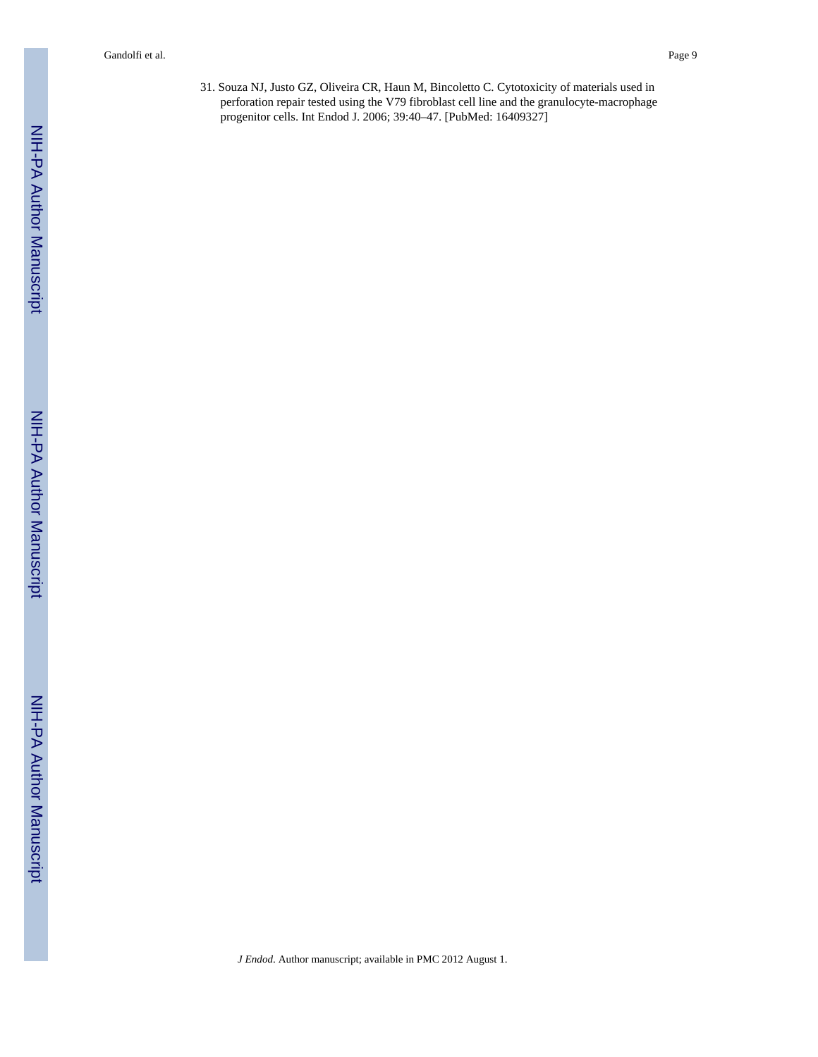31. Souza NJ, Justo GZ, Oliveira CR, Haun M, Bincoletto C. Cytotoxicity of materials used in perforation repair tested using the V79 fibroblast cell line and the granulocyte-macrophage progenitor cells. Int Endod J. 2006; 39:40–47. [PubMed: 16409327]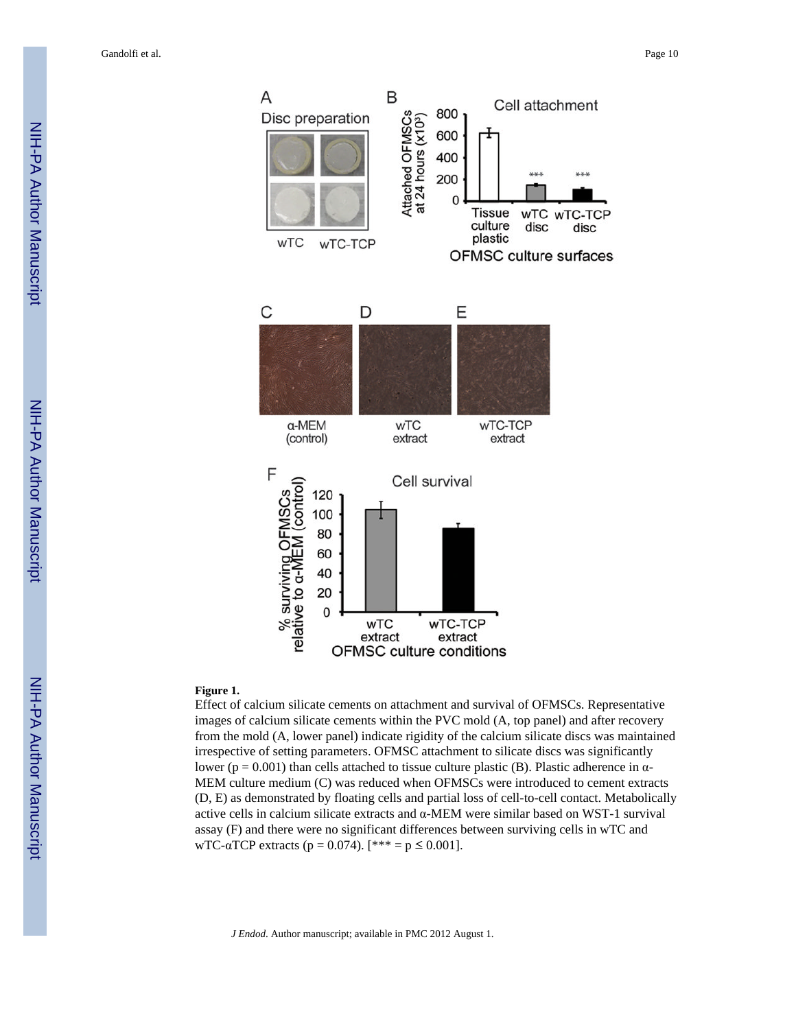**Figure 1.**

Effect of calcium silicate cements on attachment and survival of OFMSCs. Representative images of calcium silicate cements within the PVC mold (A, top panel) and after recovery from the mold (A, lower panel) indicate rigidity of the calcium silicate discs was maintained irrespective of setting parameters. OFMSC attachment to silicate discs was significantly lower ($p = 0.001$) than cells attached to tissue culture plastic (B). Plastic adherence in α-MEM culture medium (C) was reduced when OFMSCs were introduced to cement extracts (D, E) as demonstrated by floating cells and partial loss of cell-to-cell contact. Metabolically active cells in calcium silicate extracts and α-MEM were similar based on WST-1 survival assay (F) and there were no significant differences between surviving cells in wTC and wTC-αTCP extracts ($p = 0.074$). [*** = $p \leq 0.001$].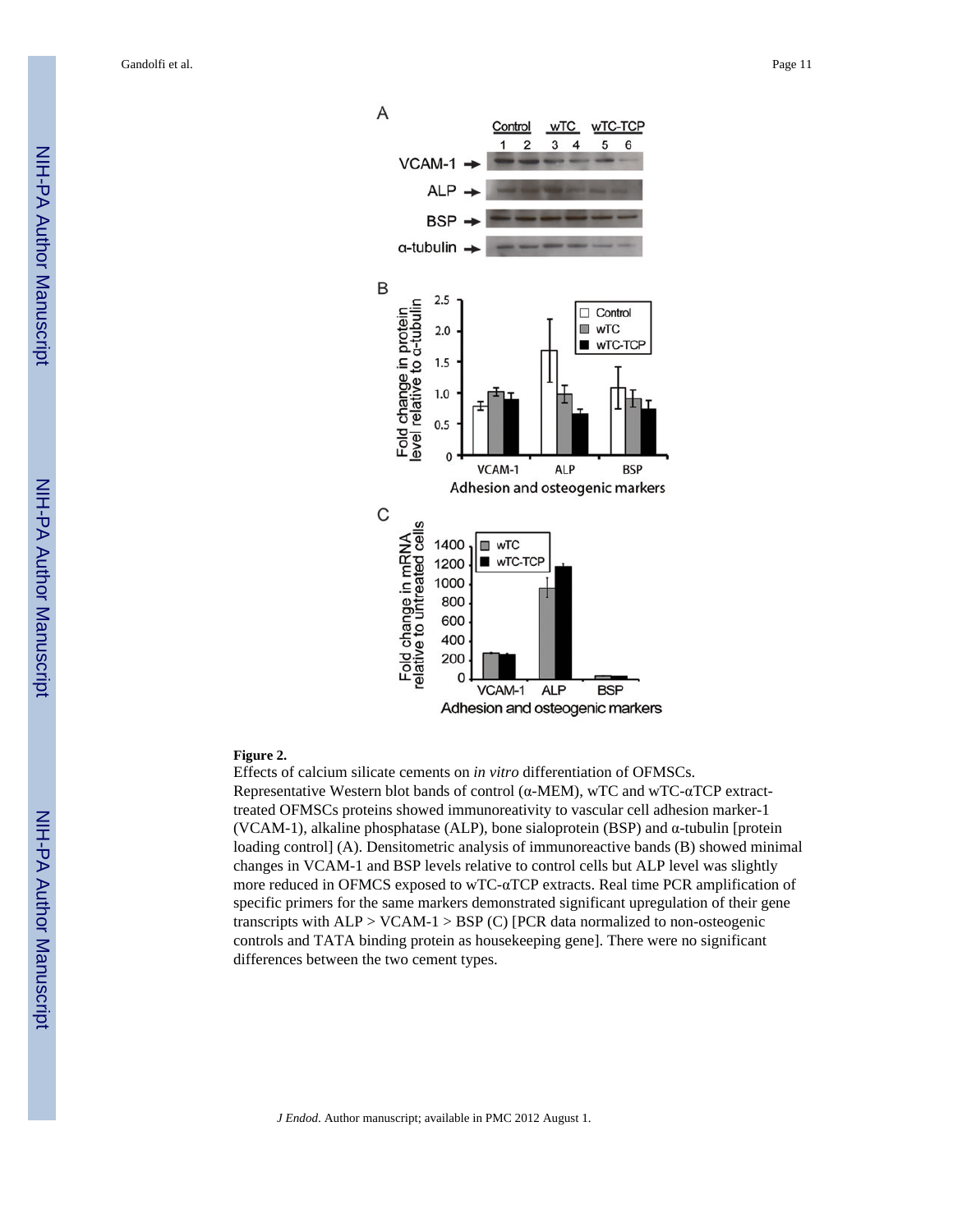**Figure 2.**

Effects of calcium silicate cements on *in vitro* differentiation of OFMSCs. Representative Western blot bands of control (α-MEM), wTC and wTC-αTCP extract-treated OFMSCs proteins showed immunoreativity to vascular cell adhesion marker-1 (VCAM-1), alkaline phosphatase (ALP), bone sialoprotein (BSP) and α-tubulin [protein loading control] (A). Densitometric analysis of immunoreactive bands (B) showed minimal changes in VCAM-1 and BSP levels relative to control cells but ALP level was slightly more reduced in OFMCS exposed to wTC-αTCP extracts. Real time PCR amplification of specific primers for the same markers demonstrated significant upregulation of their gene transcripts with ALP > VCAM-1 > BSP (C) [PCR data normalized to non-osteogenic controls and TATA binding protein as housekeeping gene]. There were no significant differences between the two cement types.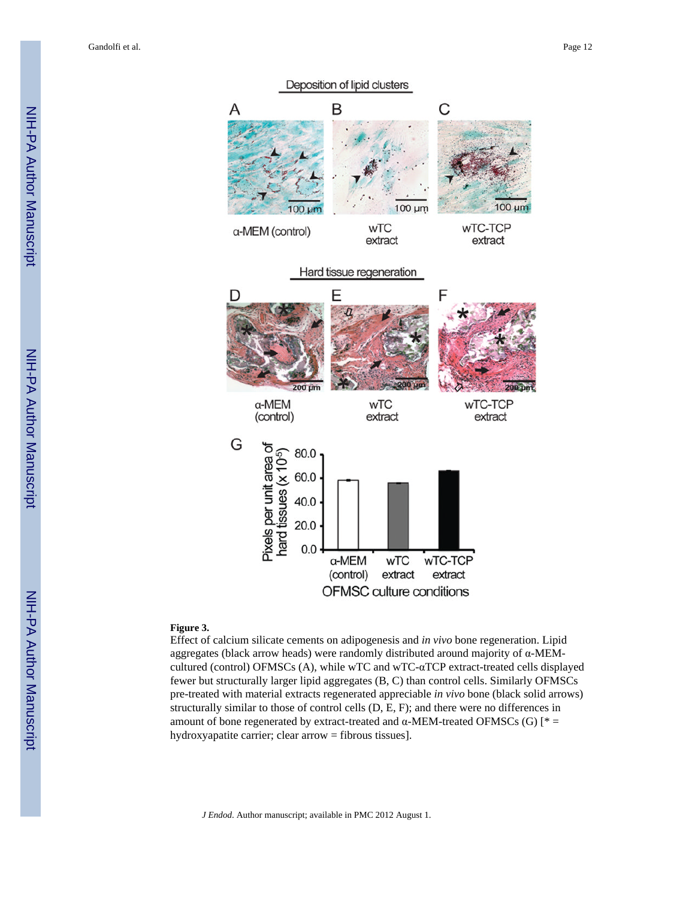**Figure 3.**

Effect of calcium silicate cements on adipogenesis and *in vivo* bone regeneration. Lipid aggregates (black arrow heads) were randomly distributed around majority of α-MEM-cultured (control) OFMSCs (A), while wTC and wTC-αTCP extract-treated cells displayed fewer but structurally larger lipid aggregates (B, C) than control cells. Similarly OFMSCs pre-treated with material extracts regenerated appreciable *in vivo* bone (black solid arrows) structurally similar to those of control cells (D, E, F); and there were no differences in amount of bone regenerated by extract-treated and α-MEM-treated OFMSCs (G) [* = hydroxyapatite carrier; clear arrow = fibrous tissues].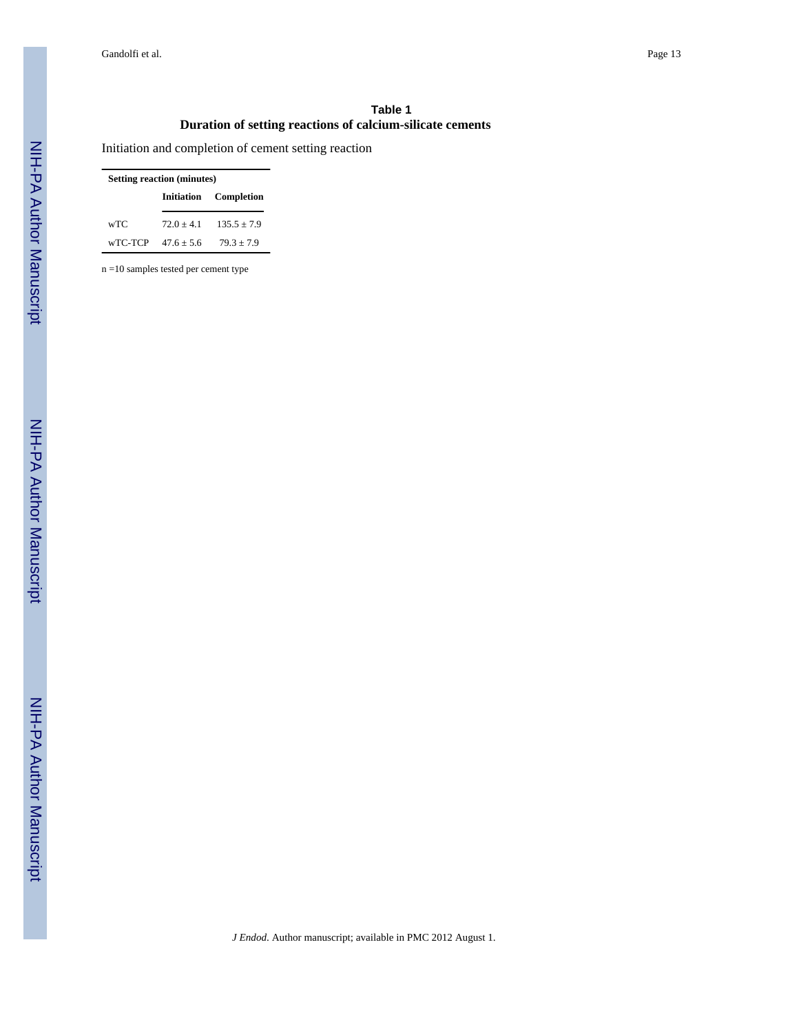## Table 1

### Duration of setting reactions of calcium-silicate cements

Initiation and completion of cement setting reaction

| Setting reaction (minutes) | | |
|---|---|---|
| | **Initiation** | **Completion** |
| wTC | 72.0 ± 4.1 | 135.5 ± 7.9 |
| wTC-TCP | 47.6 ± 5.6 | 79.3 ± 7.9 |

n =10 samples tested per cement type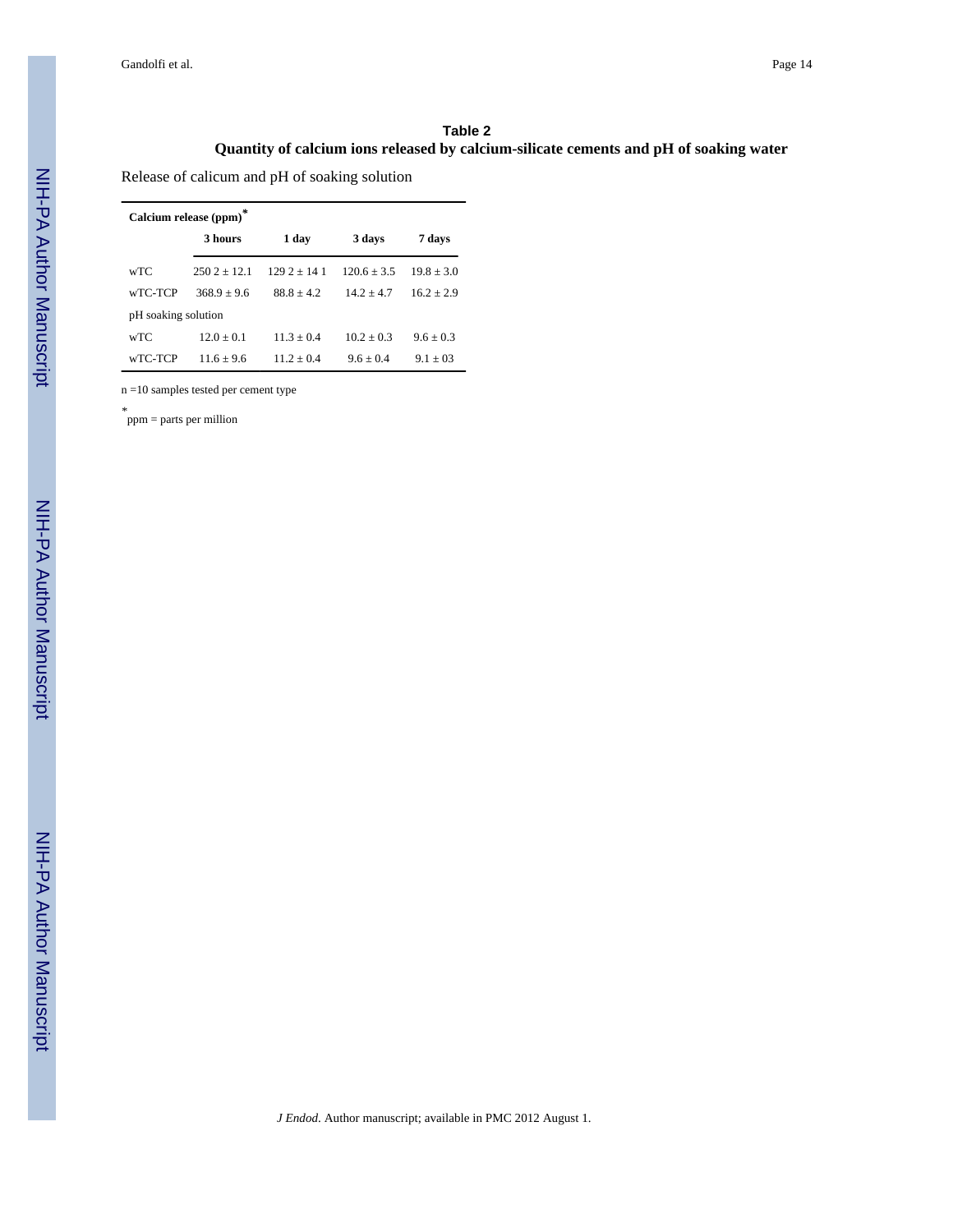**Table 2**

**Quantity of calcium ions released by calcium-silicate cements and pH of soaking water**

Release of calicum and pH of soaking solution

| **Calcium release (ppm)*** | | | | |
|---|---|---|---|---|
| | **3 hours** | **1 day** | **3 days** | **7 days** |
| wTC | 250 2 ± 12.1 | 129 2 ± 14 1 | 120.6 ± 3.5 | 19.8 ± 3.0 |
| wTC-TCP | 368.9 ± 9.6 | 88.8 ± 4.2 | 14.2 ± 4.7 | 16.2 ± 2.9 |
| pH soaking solution | | | | |
| wTC | 12.0 ± 0.1 | 11.3 ± 0.4 | 10.2 ± 0.3 | 9.6 ± 0.3 |
| wTC-TCP | 11.6 ± 9.6 | 11.2 ± 0.4 | 9.6 ± 0.4 | 9.1 ± 03 |

n =10 samples tested per cement type

* ppm = parts per million